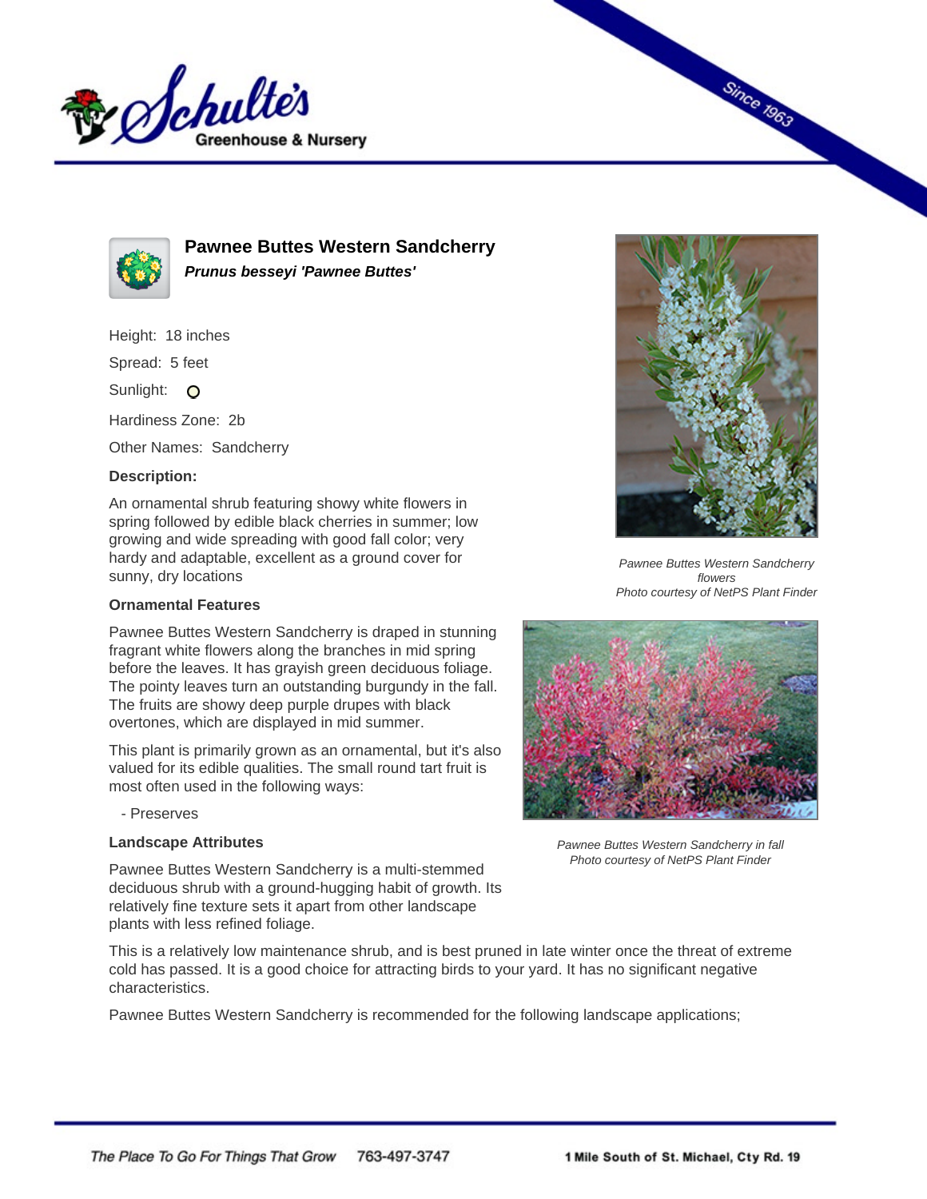# Pawnee Buttes Western Sandcherry

***Prunus besseyi 'Pawnee Buttes'***

Height: 18 inches

Spread: 5 feet

Sunlight:

Hardiness Zone: 2b

Other Names: Sandcherry

**Description:**

An ornamental shrub featuring showy white flowers in spring followed by edible black cherries in summer; low growing and wide spreading with good fall color; very hardy and adaptable, excellent as a ground cover for sunny, dry locations

*Pawnee Buttes Western Sandcherry flowers*
*Photo courtesy of NetPS Plant Finder*

### Ornamental Features

Pawnee Buttes Western Sandcherry is draped in stunning fragrant white flowers along the branches in mid spring before the leaves. It has grayish green deciduous foliage. The pointy leaves turn an outstanding burgundy in the fall. The fruits are showy deep purple drupes with black overtones, which are displayed in mid summer.

This plant is primarily grown as an ornamental, but it's also valued for its edible qualities. The small round tart fruit is most often used in the following ways:

- Preserves

*Pawnee Buttes Western Sandcherry in fall*
*Photo courtesy of NetPS Plant Finder*

### Landscape Attributes

Pawnee Buttes Western Sandcherry is a multi-stemmed deciduous shrub with a ground-hugging habit of growth. Its relatively fine texture sets it apart from other landscape plants with less refined foliage.

This is a relatively low maintenance shrub, and is best pruned in late winter once the threat of extreme cold has passed. It is a good choice for attracting birds to your yard. It has no significant negative characteristics.

Pawnee Buttes Western Sandcherry is recommended for the following landscape applications;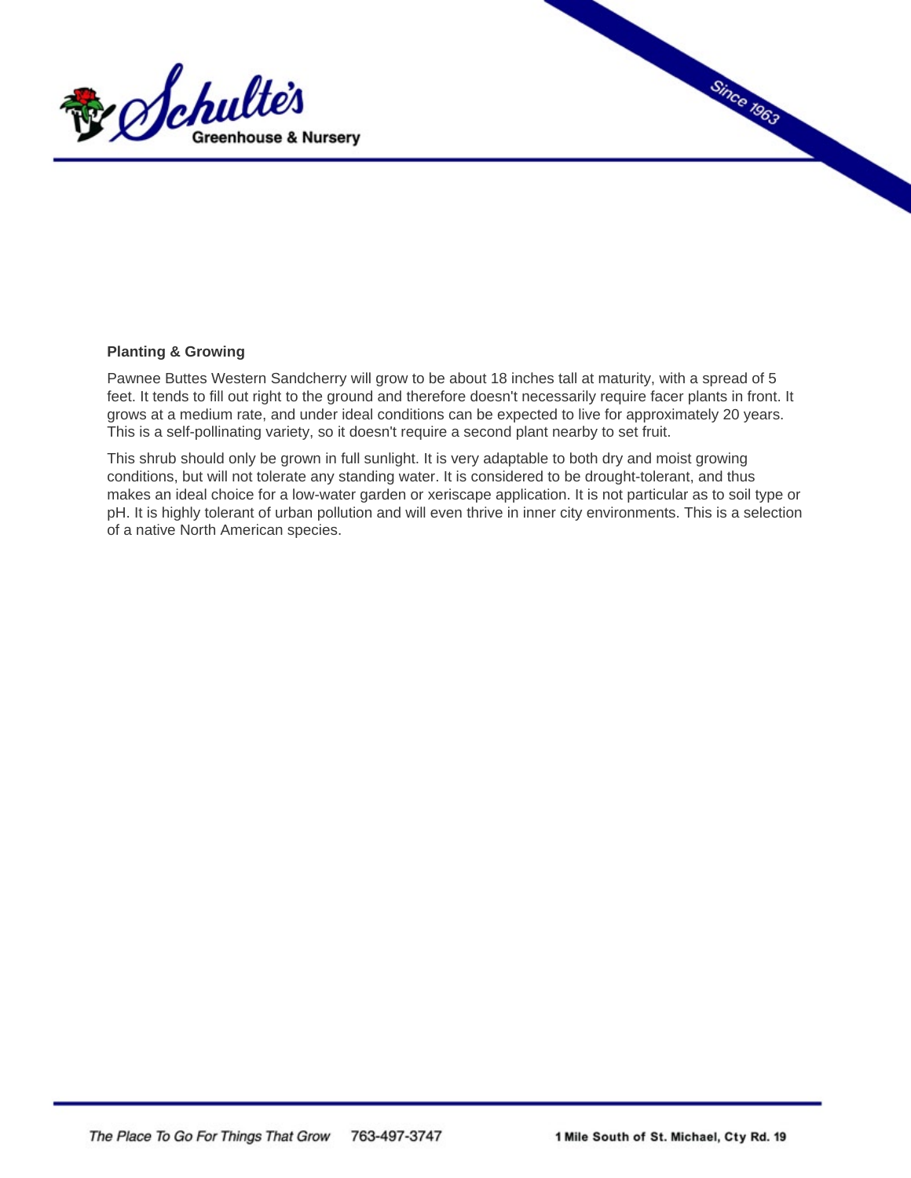## Planting & Growing

Pawnee Buttes Western Sandcherry will grow to be about 18 inches tall at maturity, with a spread of 5 feet. It tends to fill out right to the ground and therefore doesn't necessarily require facer plants in front. It grows at a medium rate, and under ideal conditions can be expected to live for approximately 20 years. This is a self-pollinating variety, so it doesn't require a second plant nearby to set fruit.

This shrub should only be grown in full sunlight. It is very adaptable to both dry and moist growing conditions, but will not tolerate any standing water. It is considered to be drought-tolerant, and thus makes an ideal choice for a low-water garden or xeriscape application. It is not particular as to soil type or pH. It is highly tolerant of urban pollution and will even thrive in inner city environments. This is a selection of a native North American species.